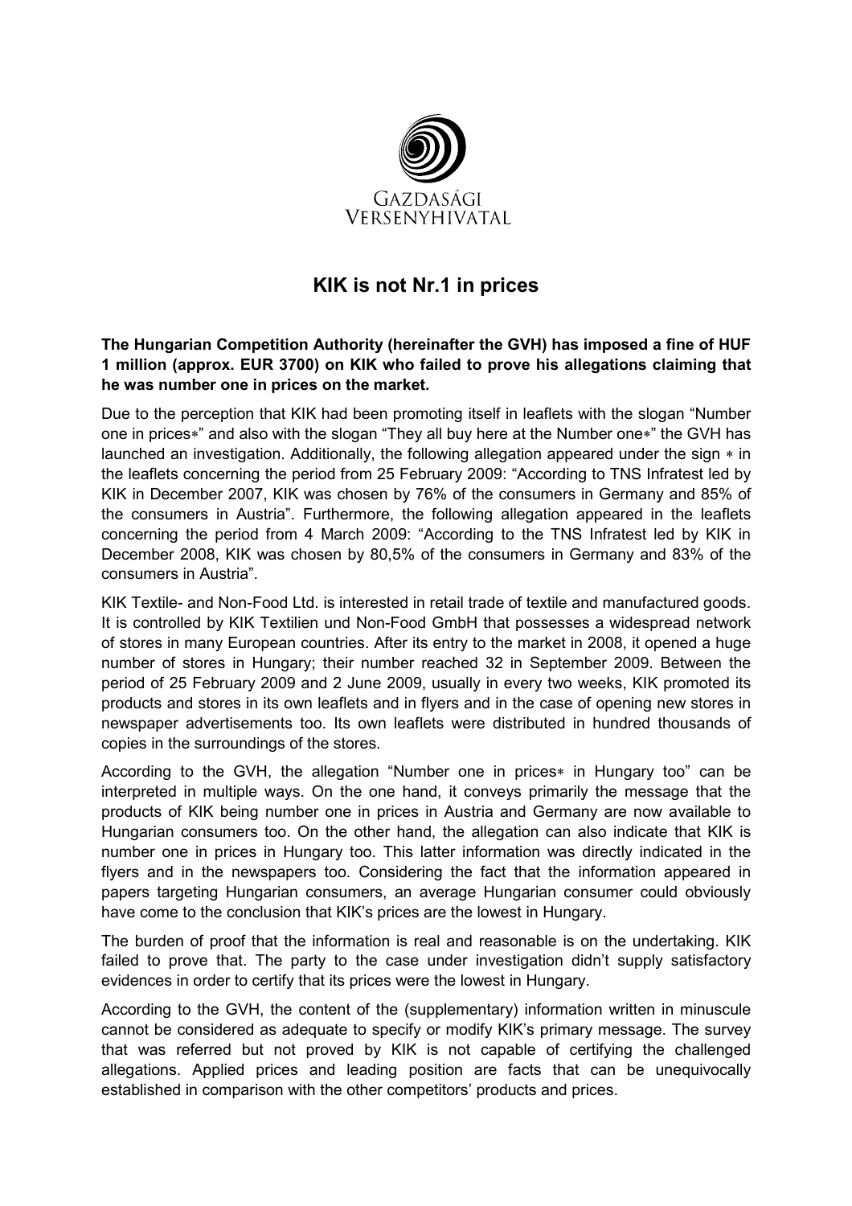GAZDASÁGI VERSENYHIVATAL

# KIK is not Nr.1 in prices

**The Hungarian Competition Authority (hereinafter the GVH) has imposed a fine of HUF 1 million (approx. EUR 3700) on KIK who failed to prove his allegations claiming that he was number one in prices on the market.**

Due to the perception that KIK had been promoting itself in leaflets with the slogan "Number one in prices∗" and also with the slogan "They all buy here at the Number one∗" the GVH has launched an investigation. Additionally, the following allegation appeared under the sign ∗ in the leaflets concerning the period from 25 February 2009: "According to TNS Infratest led by KIK in December 2007, KIK was chosen by 76% of the consumers in Germany and 85% of the consumers in Austria". Furthermore, the following allegation appeared in the leaflets concerning the period from 4 March 2009: "According to the TNS Infratest led by KIK in December 2008, KIK was chosen by 80,5% of the consumers in Germany and 83% of the consumers in Austria".

KIK Textile- and Non-Food Ltd. is interested in retail trade of textile and manufactured goods. It is controlled by KIK Textilien und Non-Food GmbH that possesses a widespread network of stores in many European countries. After its entry to the market in 2008, it opened a huge number of stores in Hungary; their number reached 32 in September 2009. Between the period of 25 February 2009 and 2 June 2009, usually in every two weeks, KIK promoted its products and stores in its own leaflets and in flyers and in the case of opening new stores in newspaper advertisements too. Its own leaflets were distributed in hundred thousands of copies in the surroundings of the stores.

According to the GVH, the allegation "Number one in prices∗ in Hungary too" can be interpreted in multiple ways. On the one hand, it conveys primarily the message that the products of KIK being number one in prices in Austria and Germany are now available to Hungarian consumers too. On the other hand, the allegation can also indicate that KIK is number one in prices in Hungary too. This latter information was directly indicated in the flyers and in the newspapers too. Considering the fact that the information appeared in papers targeting Hungarian consumers, an average Hungarian consumer could obviously have come to the conclusion that KIK's prices are the lowest in Hungary.

The burden of proof that the information is real and reasonable is on the undertaking. KIK failed to prove that. The party to the case under investigation didn't supply satisfactory evidences in order to certify that its prices were the lowest in Hungary.

According to the GVH, the content of the (supplementary) information written in minuscule cannot be considered as adequate to specify or modify KIK's primary message. The survey that was referred but not proved by KIK is not capable of certifying the challenged allegations. Applied prices and leading position are facts that can be unequivocally established in comparison with the other competitors' products and prices.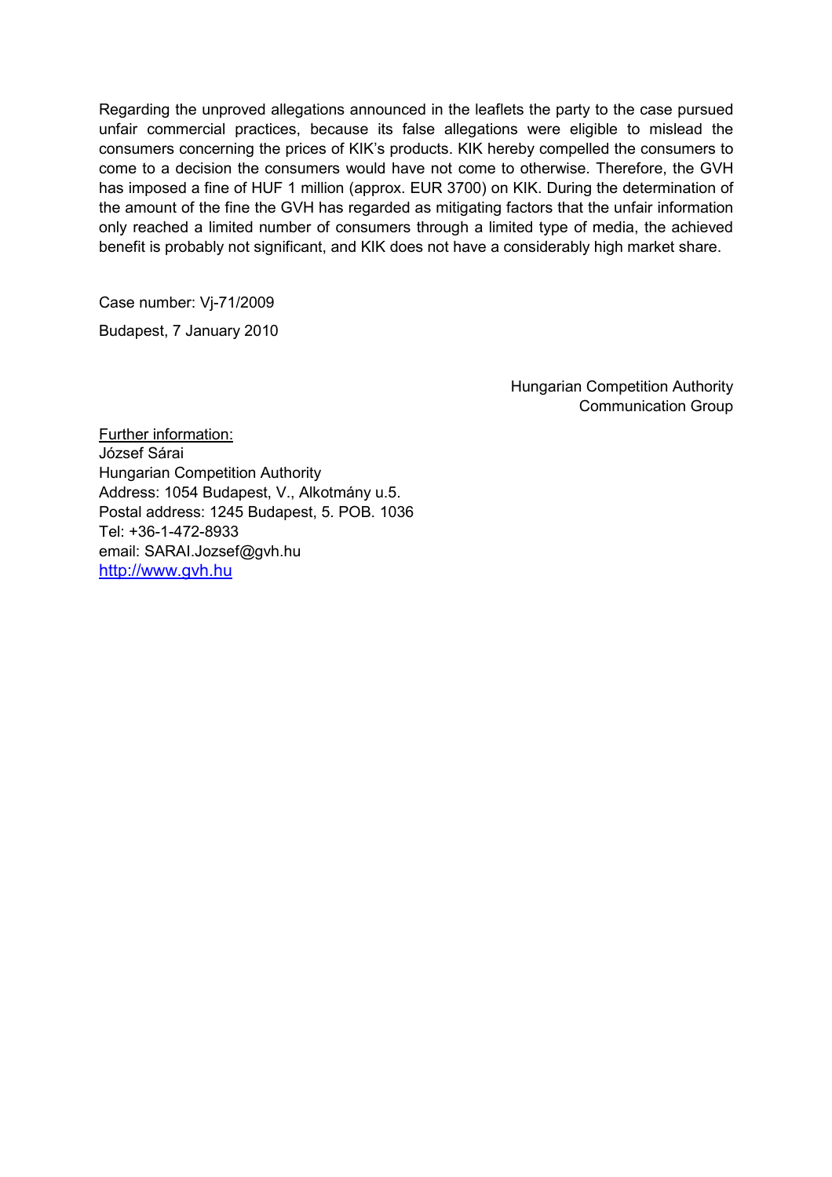Regarding the unproved allegations announced in the leaflets the party to the case pursued unfair commercial practices, because its false allegations were eligible to mislead the consumers concerning the prices of KIK's products. KIK hereby compelled the consumers to come to a decision the consumers would have not come to otherwise. Therefore, the GVH has imposed a fine of HUF 1 million (approx. EUR 3700) on KIK. During the determination of the amount of the fine the GVH has regarded as mitigating factors that the unfair information only reached a limited number of consumers through a limited type of media, the achieved benefit is probably not significant, and KIK does not have a considerably high market share.

Case number: Vj-71/2009

Budapest, 7 January 2010

Hungarian Competition Authority
Communication Group

Further information:
József Sárai
Hungarian Competition Authority
Address: 1054 Budapest, V., Alkotmány u.5.
Postal address: 1245 Budapest, 5. POB. 1036
Tel: +36-1-472-8933
email: SARAI.Jozsef@gvh.hu
http://www.gvh.hu